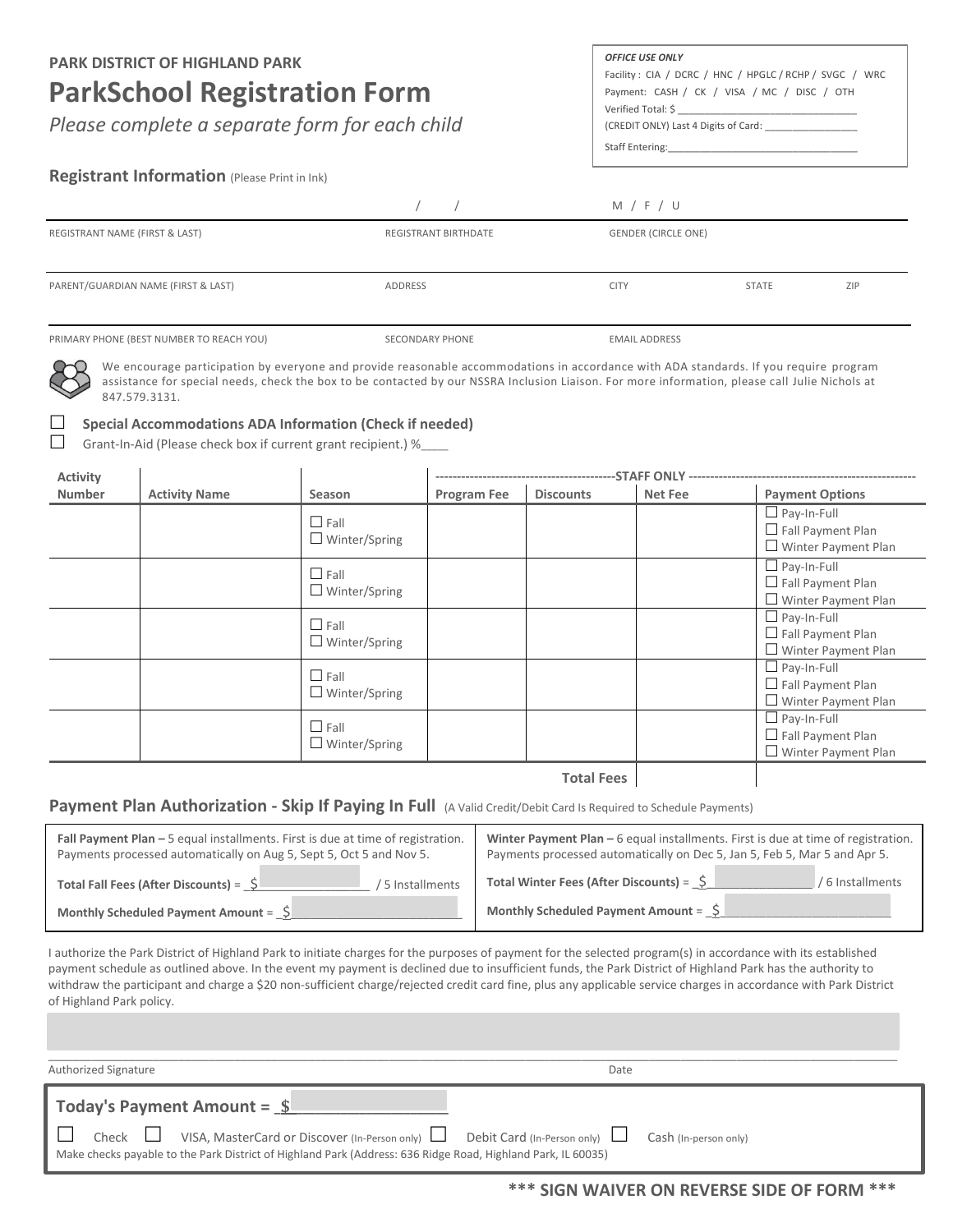**PARK DISTRICT OF HIGHLAND PARK**

# ParkSchool Registration Form

*Please complete a separate form for each child*

> ***OFFICE USE ONLY***
> Facility : CIA / DCRC / HNC / HPGLC / RCHP / SVGC / WRC
> Payment: CASH / CK / VISA / MC / DISC / OTH
> Verified Total: $ ______________________________
> (CREDIT ONLY) Last 4 Digits of Card: _______________
> Staff Entering:________________________________

## Registrant Information (Please Print in Ink)

| REGISTRANT NAME (FIRST & LAST) | REGISTRANT BIRTHDATE &nbsp; / &nbsp; / | GENDER (CIRCLE ONE) &nbsp; M / F / U | | |
|---|---|---|---|---|
| PARENT/GUARDIAN NAME (FIRST & LAST) | ADDRESS | CITY | STATE | ZIP |
| PRIMARY PHONE (BEST NUMBER TO REACH YOU) | SECONDARY PHONE | EMAIL ADDRESS | | |

We encourage participation by everyone and provide reasonable accommodations in accordance with ADA standards. If you require program assistance for special needs, check the box to be contacted by our NSSRA Inclusion Liaison. For more information, please call Julie Nichols at 847.579.3131.

☐ **Special Accommodations ADA Information (Check if needed)**

☐ Grant-In-Aid (Please check box if current grant recipient.) %____

| Activity Number | Activity Name | Season | Program Fee (STAFF ONLY) | Discounts (STAFF ONLY) | Net Fee (STAFF ONLY) | Payment Options |
|---|---|---|---|---|---|---|
| | | ☐ Fall ☐ Winter/Spring | | | | ☐ Pay-In-Full ☐ Fall Payment Plan ☐ Winter Payment Plan |
| | | ☐ Fall ☐ Winter/Spring | | | | ☐ Pay-In-Full ☐ Fall Payment Plan ☐ Winter Payment Plan |
| | | ☐ Fall ☐ Winter/Spring | | | | ☐ Pay-In-Full ☐ Fall Payment Plan ☐ Winter Payment Plan |
| | | ☐ Fall ☐ Winter/Spring | | | | ☐ Pay-In-Full ☐ Fall Payment Plan ☐ Winter Payment Plan |
| | | ☐ Fall ☐ Winter/Spring | | | | ☐ Pay-In-Full ☐ Fall Payment Plan ☐ Winter Payment Plan |
| | | | | **Total Fees** | | |

## Payment Plan Authorization - Skip If Paying In Full (A Valid Credit/Debit Card Is Required to Schedule Payments)

| **Fall Payment Plan –** 5 equal installments. First is due at time of registration. Payments processed automatically on Aug 5, Sept 5, Oct 5 and Nov 5. | **Winter Payment Plan –** 6 equal installments. First is due at time of registration. Payments processed automatically on Dec 5, Jan 5, Feb 5, Mar 5 and Apr 5. |
|---|---|
| **Total Fall Fees (After Discounts)** = $______________ / 5 Installments | **Total Winter Fees (After Discounts)** = $______________ / 6 Installments |
| **Monthly Scheduled Payment Amount** = $______________ | **Monthly Scheduled Payment Amount** = $______________ |

I authorize the Park District of Highland Park to initiate charges for the purposes of payment for the selected program(s) in accordance with its established payment schedule as outlined above. In the event my payment is declined due to insufficient funds, the Park District of Highland Park has the authority to withdraw the participant and charge a $20 non-sufficient charge/rejected credit card fine, plus any applicable service charges in accordance with Park District of Highland Park policy.

________________________________________________ ____________________

Authorized Signature &nbsp;&nbsp;&nbsp;&nbsp;&nbsp;&nbsp;&nbsp;&nbsp;&nbsp;&nbsp;&nbsp;&nbsp;&nbsp;&nbsp;&nbsp;&nbsp;&nbsp;&nbsp;&nbsp;&nbsp;&nbsp;&nbsp;&nbsp;&nbsp; Date

**Today's Payment Amount = $______________**

☐ Check ☐ VISA, MasterCard or Discover (In-Person only) ☐ Debit Card (In-Person only) ☐ Cash (In-person only)

Make checks payable to the Park District of Highland Park (Address: 636 Ridge Road, Highland Park, IL 60035)

**\*\*\* SIGN WAIVER ON REVERSE SIDE OF FORM \*\*\***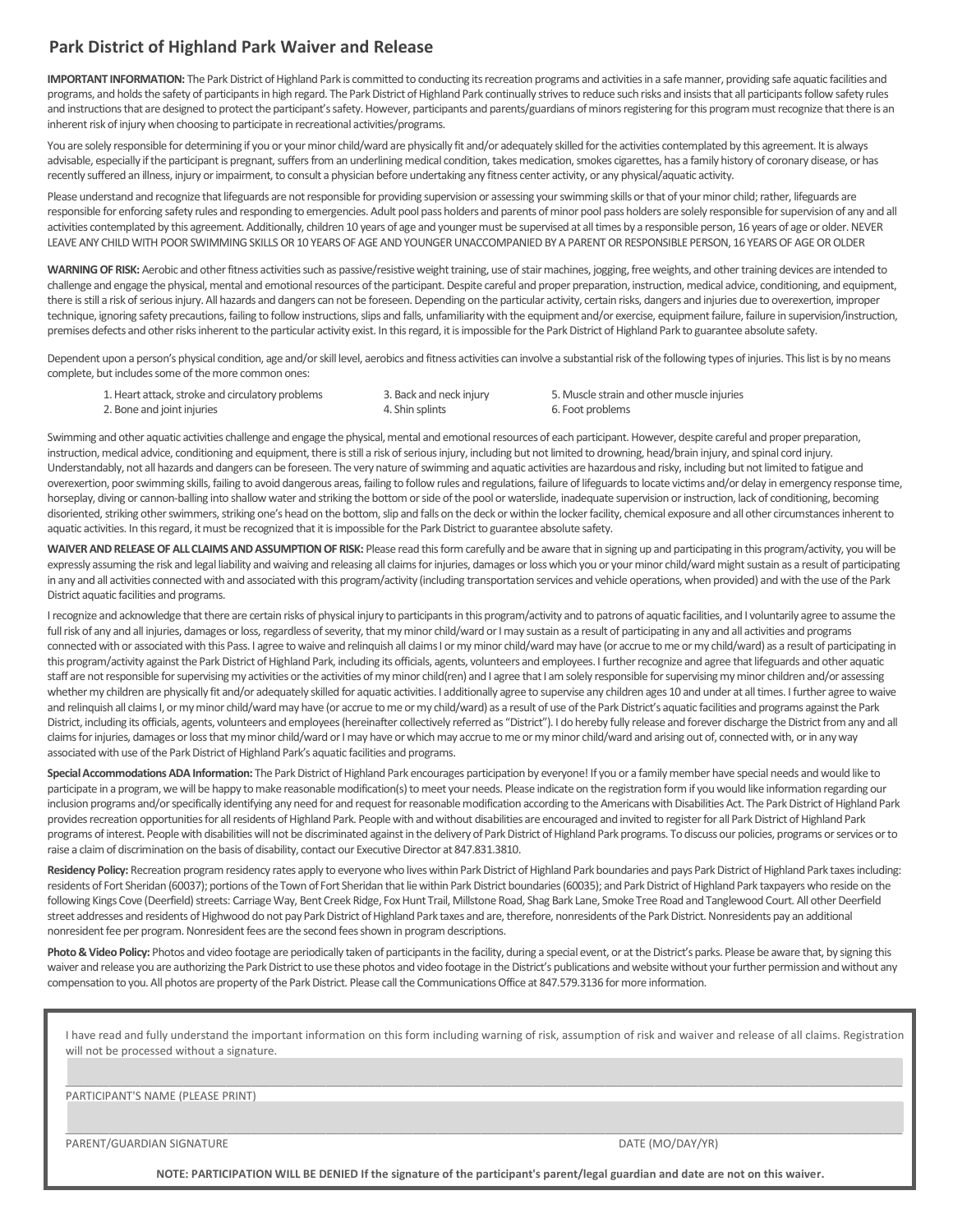## Park District of Highland Park Waiver and Release

**IMPORTANT INFORMATION:** The Park District of Highland Park is committed to conducting its recreation programs and activities in a safe manner, providing safe aquatic facilities and programs, and holds the safety of participants in high regard. The Park District of Highland Park continually strives to reduce such risks and insists that all participants follow safety rules and instructions that are designed to protect the participant's safety. However, participants and parents/guardians of minors registering for this program must recognize that there is an inherent risk of injury when choosing to participate in recreational activities/programs.

You are solely responsible for determining if you or your minor child/ward are physically fit and/or adequately skilled for the activities contemplated by this agreement. It is always advisable, especially if the participant is pregnant, suffers from an underlining medical condition, takes medication, smokes cigarettes, has a family history of coronary disease, or has recently suffered an illness, injury or impairment, to consult a physician before undertaking any fitness center activity, or any physical/aquatic activity.

Please understand and recognize that lifeguards are not responsible for providing supervision or assessing your swimming skills or that of your minor child; rather, lifeguards are responsible for enforcing safety rules and responding to emergencies. Adult pool pass holders and parents of minor pool pass holders are solely responsible for supervision of any and all activities contemplated by this agreement. Additionally, children 10 years of age and younger must be supervised at all times by a responsible person, 16 years of age or older. NEVER LEAVE ANY CHILD WITH POOR SWIMMING SKILLS OR 10 YEARS OF AGE AND YOUNGER UNACCOMPANIED BY A PARENT OR RESPONSIBLE PERSON, 16 YEARS OF AGE OR OLDER

**WARNING OF RISK:** Aerobic and other fitness activities such as passive/resistive weight training, use of stair machines, jogging, free weights, and other training devices are intended to challenge and engage the physical, mental and emotional resources of the participant. Despite careful and proper preparation, instruction, medical advice, conditioning, and equipment, there is still a risk of serious injury. All hazards and dangers can not be foreseen. Depending on the particular activity, certain risks, dangers and injuries due to overexertion, improper technique, ignoring safety precautions, failing to follow instructions, slips and falls, unfamiliarity with the equipment and/or exercise, equipment failure, failure in supervision/instruction, premises defects and other risks inherent to the particular activity exist. In this regard, it is impossible for the Park District of Highland Park to guarantee absolute safety.

Dependent upon a person's physical condition, age and/or skill level, aerobics and fitness activities can involve a substantial risk of the following types of injuries. This list is by no means complete, but includes some of the more common ones:

1. Heart attack, stroke and circulatory problems
2. Bone and joint injuries
3. Back and neck injury
4. Shin splints
5. Muscle strain and other muscle injuries
6. Foot problems

Swimming and other aquatic activities challenge and engage the physical, mental and emotional resources of each participant. However, despite careful and proper preparation, instruction, medical advice, conditioning and equipment, there is still a risk of serious injury, including but not limited to drowning, head/brain injury, and spinal cord injury. Understandably, not all hazards and dangers can be foreseen. The very nature of swimming and aquatic activities are hazardous and risky, including but not limited to fatigue and overexertion, poor swimming skills, failing to avoid dangerous areas, failing to follow rules and regulations, failure of lifeguards to locate victims and/or delay in emergency response time, horseplay, diving or cannon-balling into shallow water and striking the bottom or side of the pool or waterslide, inadequate supervision or instruction, lack of conditioning, becoming disoriented, striking other swimmers, striking one's head on the bottom, slip and falls on the deck or within the locker facility, chemical exposure and all other circumstances inherent to aquatic activities. In this regard, it must be recognized that it is impossible for the Park District to guarantee absolute safety.

**WAIVER AND RELEASE OF ALL CLAIMS AND ASSUMPTION OF RISK:** Please read this form carefully and be aware that in signing up and participating in this program/activity, you will be expressly assuming the risk and legal liability and waiving and releasing all claims for injuries, damages or loss which you or your minor child/ward might sustain as a result of participating in any and all activities connected with and associated with this program/activity (including transportation services and vehicle operations, when provided) and with the use of the Park District aquatic facilities and programs.

I recognize and acknowledge that there are certain risks of physical injury to participants in this program/activity and to patrons of aquatic facilities, and I voluntarily agree to assume the full risk of any and all injuries, damages or loss, regardless of severity, that my minor child/ward or I may sustain as a result of participating in any and all activities and programs connected with or associated with this Pass. I agree to waive and relinquish all claims I or my minor child/ward may have (or accrue to me or my child/ward) as a result of participating in this program/activity against the Park District of Highland Park, including its officials, agents, volunteers and employees. I further recognize and agree that lifeguards and other aquatic staff are not responsible for supervising my activities or the activities of my minor child(ren) and I agree that I am solely responsible for supervising my minor children and/or assessing whether my children are physically fit and/or adequately skilled for aquatic activities. I additionally agree to supervise any children ages 10 and under at all times. I further agree to waive and relinquish all claims I, or my minor child/ward may have (or accrue to me or my child/ward) as a result of use of the Park District's aquatic facilities and programs against the Park District, including its officials, agents, volunteers and employees (hereinafter collectively referred as "District"). I do hereby fully release and forever discharge the District from any and all claims for injuries, damages or loss that my minor child/ward or I may have or which may accrue to me or my minor child/ward and arising out of, connected with, or in any way associated with use of the Park District of Highland Park's aquatic facilities and programs.

**Special Accommodations ADA Information:** The Park District of Highland Park encourages participation by everyone! If you or a family member have special needs and would like to participate in a program, we will be happy to make reasonable modification(s) to meet your needs. Please indicate on the registration form if you would like information regarding our inclusion programs and/or specifically identifying any need for and request for reasonable modification according to the Americans with Disabilities Act. The Park District of Highland Park provides recreation opportunities for all residents of Highland Park. People with and without disabilities are encouraged and invited to register for all Park District of Highland Park programs of interest. People with disabilities will not be discriminated against in the delivery of Park District of Highland Park programs. To discuss our policies, programs or services or to raise a claim of discrimination on the basis of disability, contact our Executive Director at 847.831.3810.

**Residency Policy:** Recreation program residency rates apply to everyone who lives within Park District of Highland Park boundaries and pays Park District of Highland Park taxes including: residents of Fort Sheridan (60037); portions of the Town of Fort Sheridan that lie within Park District boundaries (60035); and Park District of Highland Park taxpayers who reside on the following Kings Cove (Deerfield) streets: Carriage Way, Bent Creek Ridge, Fox Hunt Trail, Millstone Road, Shag Bark Lane, Smoke Tree Road and Tanglewood Court. All other Deerfield street addresses and residents of Highwood do not pay Park District of Highland Park taxes and are, therefore, nonresidents of the Park District. Nonresidents pay an additional nonresident fee per program. Nonresident fees are the second fees shown in program descriptions.

**Photo & Video Policy:** Photos and video footage are periodically taken of participants in the facility, during a special event, or at the District's parks. Please be aware that, by signing this waiver and release you are authorizing the Park District to use these photos and video footage in the District's publications and website without your further permission and without any compensation to you. All photos are property of the Park District. Please call the Communications Office at 847.579.3136 for more information.

I have read and fully understand the important information on this form including warning of risk, assumption of risk and waiver and release of all claims. Registration will not be processed without a signature.

PARTICIPANT'S NAME (PLEASE PRINT)

PARENT/GUARDIAN SIGNATURE DATE (MO/DAY/YR)

**NOTE: PARTICIPATION WILL BE DENIED If the signature of the participant's parent/legal guardian and date are not on this waiver.**